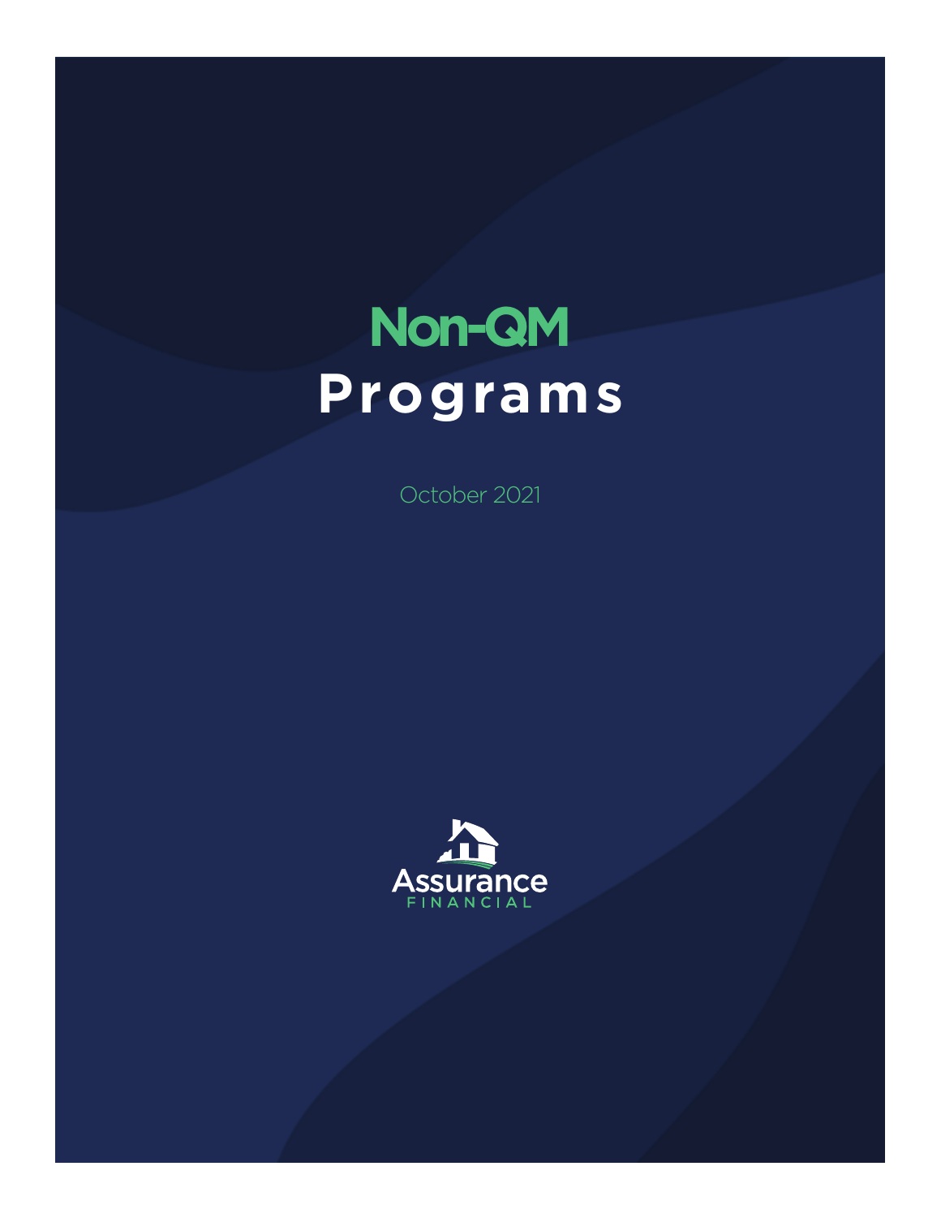# Non-QM Programs

October 2021

Assurance
FINANCIAL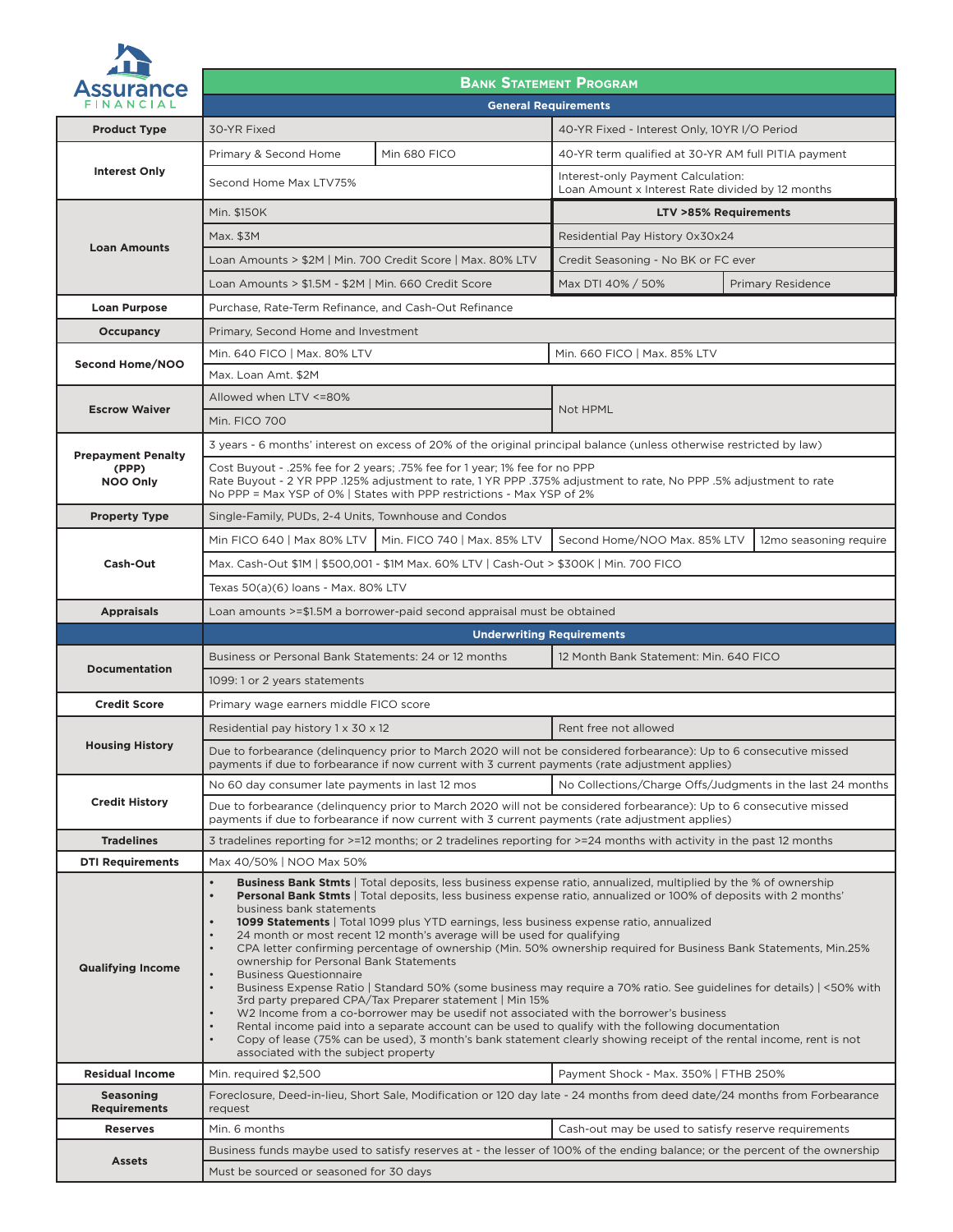# Assurance FINANCIAL

## Bank Statement Program

### General Requirements

| | | | | |
|---|---|---|---|---|
| **Product Type** | 30-YR Fixed | | 40-YR Fixed - Interest Only, 10YR I/O Period | |
| **Interest Only** | Primary & Second Home | Min 680 FICO | 40-YR term qualified at 30-YR AM full PITIA payment | |
| | Second Home Max LTV75% | | Interest-only Payment Calculation: Loan Amount x Interest Rate divided by 12 months | |
| **Loan Amounts** | Min. $150K | | **LTV >85% Requirements** | |
| | Max. $3M | | Residential Pay History 0x30x24 | |
| | Loan Amounts > $2M \| Min. 700 Credit Score \| Max. 80% LTV | | Credit Seasoning - No BK or FC ever | |
| | Loan Amounts > $1.5M - $2M \| Min. 660 Credit Score | | Max DTI 40% / 50% | Primary Residence |
| **Loan Purpose** | Purchase, Rate-Term Refinance, and Cash-Out Refinance | | | |
| **Occupancy** | Primary, Second Home and Investment | | | |
| **Second Home/NOO** | Min. 640 FICO \| Max. 80% LTV | | Min. 660 FICO \| Max. 85% LTV | |
| | Max. Loan Amt. $2M | | | |
| **Escrow Waiver** | Allowed when LTV <=80% | | Not HPML | |
| | Min. FICO 700 | | | |
| **Prepayment Penalty (PPP) NOO Only** | 3 years - 6 months' interest on excess of 20% of the original principal balance (unless otherwise restricted by law) | | | |
| | Cost Buyout - .25% fee for 2 years; .75% fee for 1 year; 1% fee for no PPP<br>Rate Buyout - 2 YR PPP .125% adjustment to rate, 1 YR PPP .375% adjustment to rate, No PPP .5% adjustment to rate<br>No PPP = Max YSP of 0% \| States with PPP restrictions - Max YSP of 2% | | | |
| **Property Type** | Single-Family, PUDs, 2-4 Units, Townhouse and Condos | | | |
| **Cash-Out** | Min FICO 640 \| Max 80% LTV | Min. FICO 740 \| Max. 85% LTV | Second Home/NOO Max. 85% LTV | 12mo seasoning require |
| | Max. Cash-Out $1M \| $500,001 - $1M Max. 60% LTV \| Cash-Out > $300K \| Min. 700 FICO | | | |
| | Texas 50(a)(6) loans - Max. 80% LTV | | | |
| **Appraisals** | Loan amounts >=$1.5M a borrower-paid second appraisal must be obtained | | | |

### Underwriting Requirements

| | | |
|---|---|---|
| **Documentation** | Business or Personal Bank Statements: 24 or 12 months | 12 Month Bank Statement: Min. 640 FICO |
| | 1099: 1 or 2 years statements | |
| **Credit Score** | Primary wage earners middle FICO score | |
| **Housing History** | Residential pay history 1 x 30 x 12 | Rent free not allowed |
| | Due to forbearance (delinquency prior to March 2020 will not be considered forbearance): Up to 6 consecutive missed payments if due to forbearance if now current with 3 current payments (rate adjustment applies) | |
| **Credit History** | No 60 day consumer late payments in last 12 mos | No Collections/Charge Offs/Judgments in the last 24 months |
| | Due to forbearance (delinquency prior to March 2020 will not be considered forbearance): Up to 6 consecutive missed payments if due to forbearance if now current with 3 current payments (rate adjustment applies) | |
| **Tradelines** | 3 tradelines reporting for >=12 months; or 2 tradelines reporting for >=24 months with activity in the past 12 months | |
| **DTI Requirements** | Max 40/50% \| NOO Max 50% | |
| **Qualifying Income** | • **Business Bank Stmts** \| Total deposits, less business expense ratio, annualized, multiplied by the % of ownership<br>• **Personal Bank Stmts** \| Total deposits, less business expense ratio, annualized or 100% of deposits with 2 months' business bank statements<br>• **1099 Statements** \| Total 1099 plus YTD earnings, less business expense ratio, annualized<br>• 24 month or most recent 12 month's average will be used for qualifying<br>• CPA letter confirming percentage of ownership (Min. 50% ownership required for Business Bank Statements, Min.25% ownership for Personal Bank Statements<br>• Business Questionnaire<br>• Business Expense Ratio \| Standard 50% (some business may require a 70% ratio. See guidelines for details) \| <50% with 3rd party prepared CPA/Tax Preparer statement \| Min 15%<br>• W2 Income from a co-borrower may be usedif not associated with the borrower's business<br>• Rental income paid into a separate account can be used to qualify with the following documentation<br>• Copy of lease (75% can be used), 3 month's bank statement clearly showing receipt of the rental income, rent is not associated with the subject property | |
| **Residual Income** | Min. required $2,500 | Payment Shock - Max. 350% \| FTHB 250% |
| **Seasoning Requirements** | Foreclosure, Deed-in-lieu, Short Sale, Modification or 120 day late - 24 months from deed date/24 months from Forbearance request | |
| **Reserves** | Min. 6 months | Cash-out may be used to satisfy reserve requirements |
| **Assets** | Business funds maybe used to satisfy reserves at - the lesser of 100% of the ending balance; or the percent of the ownership | |
| | Must be sourced or seasoned for 30 days | |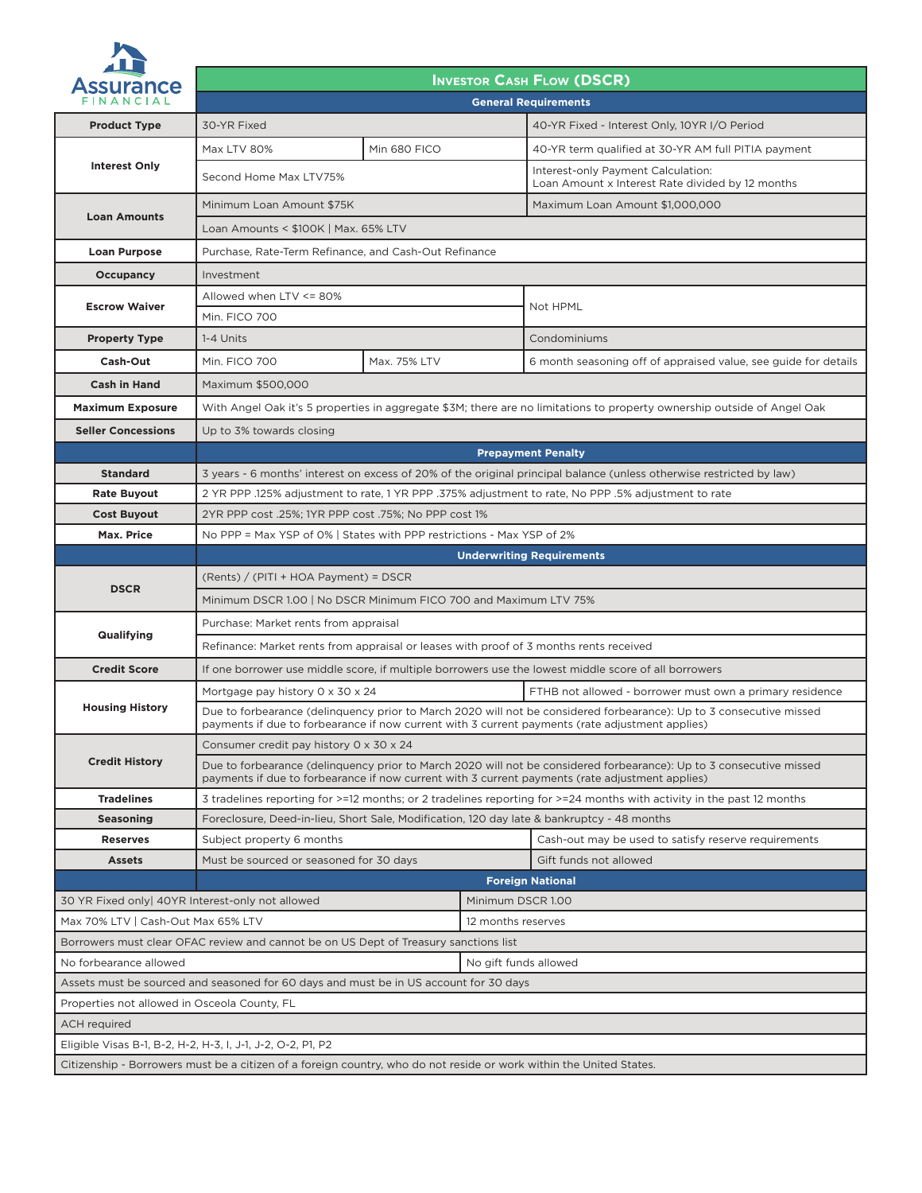Assurance FINANCIAL

# Investor Cash Flow (DSCR)

| | General Requirements | | |
|---|---|---|---|
| **Product Type** | 30-YR Fixed | | 40-YR Fixed - Interest Only, 10YR I/O Period |
| **Interest Only** | Max LTV 80% | Min 680 FICO | 40-YR term qualified at 30-YR AM full PITIA payment |
| | Second Home Max LTV75% | | Interest-only Payment Calculation: Loan Amount x Interest Rate divided by 12 months |
| **Loan Amounts** | Minimum Loan Amount $75K | | Maximum Loan Amount $1,000,000 |
| | Loan Amounts < $100K \| Max. 65% LTV | | |
| **Loan Purpose** | Purchase, Rate-Term Refinance, and Cash-Out Refinance | | |
| **Occupancy** | Investment | | |
| **Escrow Waiver** | Allowed when LTV <= 80% | | Not HPML |
| | Min. FICO 700 | | |
| **Property Type** | 1-4 Units | | Condominiums |
| **Cash-Out** | Min. FICO 700 | Max. 75% LTV | 6 month seasoning off of appraised value, see guide for details |
| **Cash in Hand** | Maximum $500,000 | | |
| **Maximum Exposure** | With Angel Oak it's 5 properties in aggregate $3M; there are no limitations to property ownership outside of Angel Oak | | |
| **Seller Concessions** | Up to 3% towards closing | | |

| | Prepayment Penalty |
|---|---|
| **Standard** | 3 years - 6 months' interest on excess of 20% of the original principal balance (unless otherwise restricted by law) |
| **Rate Buyout** | 2 YR PPP .125% adjustment to rate, 1 YR PPP .375% adjustment to rate, No PPP .5% adjustment to rate |
| **Cost Buyout** | 2YR PPP cost .25%; 1YR PPP cost .75%; No PPP cost 1% |
| **Max. Price** | No PPP = Max YSP of 0% \| States with PPP restrictions - Max YSP of 2% |

| | Underwriting Requirements | |
|---|---|---|
| **DSCR** | (Rents) / (PITI + HOA Payment) = DSCR | |
| | Minimum DSCR 1.00 \| No DSCR Minimum FICO 700 and Maximum LTV 75% | |
| **Qualifying** | Purchase: Market rents from appraisal | |
| | Refinance: Market rents from appraisal or leases with proof of 3 months rents received | |
| **Credit Score** | If one borrower use middle score, if multiple borrowers use the lowest middle score of all borrowers | |
| **Housing History** | Mortgage pay history 0 x 30 x 24 | FTHB not allowed - borrower must own a primary residence |
| | Due to forbearance (delinquency prior to March 2020 will not be considered forbearance): Up to 3 consecutive missed payments if due to forbearance if now current with 3 current payments (rate adjustment applies) | |
| **Credit History** | Consumer credit pay history 0 x 30 x 24 | |
| | Due to forbearance (delinquency prior to March 2020 will not be considered forbearance): Up to 3 consecutive missed payments if due to forbearance if now current with 3 current payments (rate adjustment applies) | |
| **Tradelines** | 3 tradelines reporting for >=12 months; or 2 tradelines reporting for >=24 months with activity in the past 12 months | |
| **Seasoning** | Foreclosure, Deed-in-lieu, Short Sale, Modification, 120 day late & bankruptcy - 48 months | |
| **Reserves** | Subject property 6 months | Cash-out may be used to satisfy reserve requirements |
| **Assets** | Must be sourced or seasoned for 30 days | Gift funds not allowed |

| Foreign National | |
|---|---|
| 30 YR Fixed only\| 40YR Interest-only not allowed | Minimum DSCR 1.00 |
| Max 70% LTV \| Cash-Out Max 65% LTV | 12 months reserves |
| Borrowers must clear OFAC review and cannot be on US Dept of Treasury sanctions list | |
| No forbearance allowed | No gift funds allowed |
| Assets must be sourced and seasoned for 60 days and must be in US account for 30 days | |
| Properties not allowed in Osceola County, FL | |
| ACH required | |
| Eligible Visas B-1, B-2, H-2, H-3, I, J-1, J-2, O-2, P1, P2 | |
| Citizenship - Borrowers must be a citizen of a foreign country, who do not reside or work within the United States. | |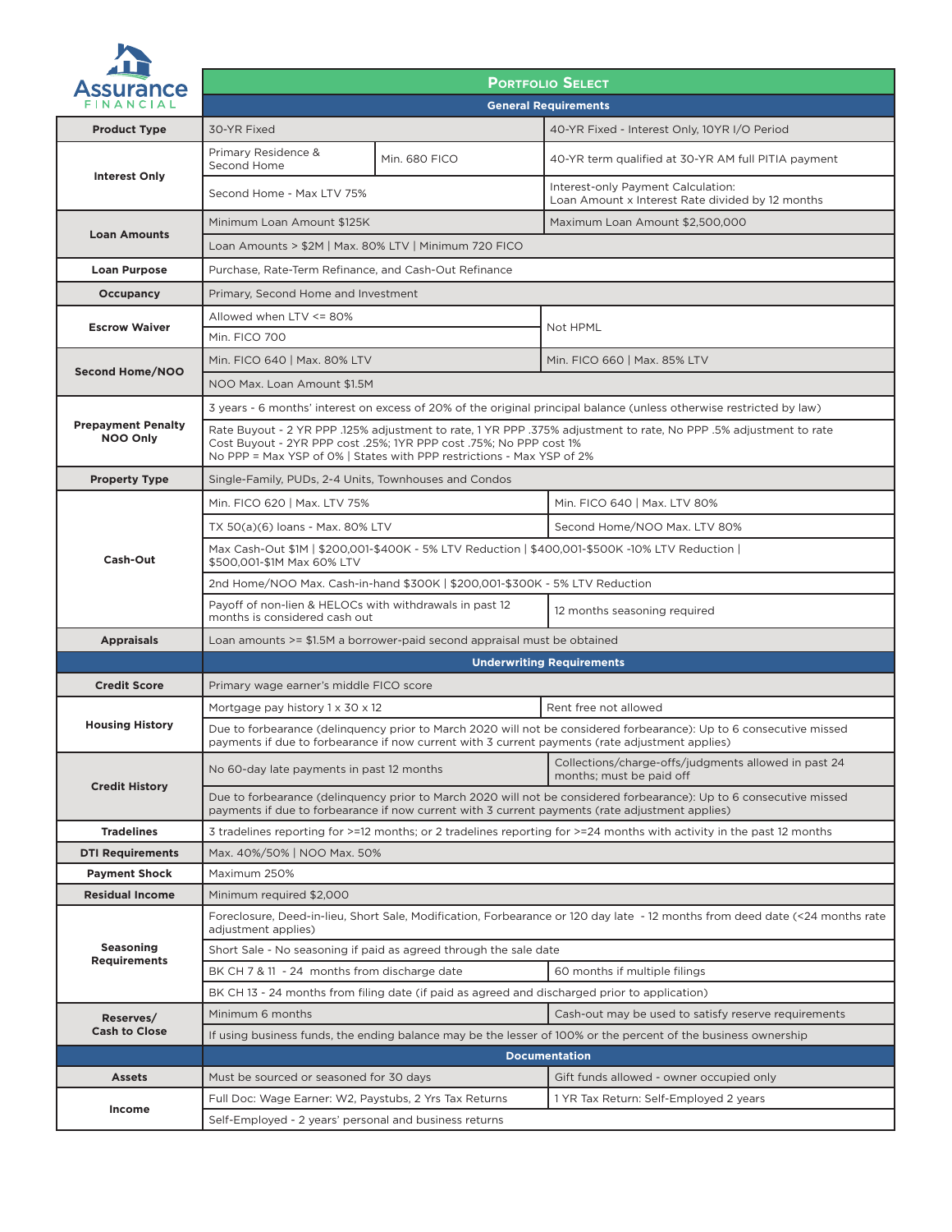Assurance FINANCIAL

# Portfolio Select

## General Requirements

| | | | |
|---|---|---|---|
| **Product Type** | 30-YR Fixed | | 40-YR Fixed - Interest Only, 10YR I/O Period |
| **Interest Only** | Primary Residence & Second Home | Min. 680 FICO | 40-YR term qualified at 30-YR AM full PITIA payment |
| | Second Home - Max LTV 75% | | Interest-only Payment Calculation: Loan Amount x Interest Rate divided by 12 months |
| **Loan Amounts** | Minimum Loan Amount $125K | | Maximum Loan Amount $2,500,000 |
| | Loan Amounts > $2M \| Max. 80% LTV \| Minimum 720 FICO | | |
| **Loan Purpose** | Purchase, Rate-Term Refinance, and Cash-Out Refinance | | |
| **Occupancy** | Primary, Second Home and Investment | | |
| **Escrow Waiver** | Allowed when LTV <= 80% | | Not HPML |
| | Min. FICO 700 | | |
| **Second Home/NOO** | Min. FICO 640 \| Max. 80% LTV | | Min. FICO 660 \| Max. 85% LTV |
| | NOO Max. Loan Amount $1.5M | | |
| **Prepayment Penalty NOO Only** | 3 years - 6 months' interest on excess of 20% of the original principal balance (unless otherwise restricted by law) | | |
| | Rate Buyout - 2 YR PPP .125% adjustment to rate, 1 YR PPP .375% adjustment to rate, No PPP .5% adjustment to rate<br>Cost Buyout - 2YR PPP cost .25%; 1YR PPP cost .75%; No PPP cost 1%<br>No PPP = Max YSP of 0% \| States with PPP restrictions - Max YSP of 2% | | |
| **Property Type** | Single-Family, PUDs, 2-4 Units, Townhouses and Condos | | |
| **Cash-Out** | Min. FICO 620 \| Max. LTV 75% | | Min. FICO 640 \| Max. LTV 80% |
| | TX 50(a)(6) loans - Max. 80% LTV | | Second Home/NOO Max. LTV 80% |
| | Max Cash-Out $1M \| $200,001-$400K - 5% LTV Reduction \| $400,001-$500K -10% LTV Reduction \| $500,001-$1M Max 60% LTV | | |
| | 2nd Home/NOO Max. Cash-in-hand $300K \| $200,001-$300K - 5% LTV Reduction | | |
| | Payoff of non-lien & HELOCs with withdrawals in past 12 months is considered cash out | | 12 months seasoning required |
| **Appraisals** | Loan amounts >= $1.5M a borrower-paid second appraisal must be obtained | | |

## Underwriting Requirements

| | | |
|---|---|---|
| **Credit Score** | Primary wage earner's middle FICO score | |
| **Housing History** | Mortgage pay history 1 x 30 x 12 | Rent free not allowed |
| | Due to forbearance (delinquency prior to March 2020 will not be considered forbearance): Up to 6 consecutive missed payments if due to forbearance if now current with 3 current payments (rate adjustment applies) | |
| **Credit History** | No 60-day late payments in past 12 months | Collections/charge-offs/judgments allowed in past 24 months; must be paid off |
| | Due to forbearance (delinquency prior to March 2020 will not be considered forbearance): Up to 6 consecutive missed payments if due to forbearance if now current with 3 current payments (rate adjustment applies) | |
| **Tradelines** | 3 tradelines reporting for >=12 months; or 2 tradelines reporting for >=24 months with activity in the past 12 months | |
| **DTI Requirements** | Max. 40%/50% \| NOO Max. 50% | |
| **Payment Shock** | Maximum 250% | |
| **Residual Income** | Minimum required $2,000 | |
| **Seasoning Requirements** | Foreclosure, Deed-in-lieu, Short Sale, Modification, Forbearance or 120 day late - 12 months from deed date (<24 months rate adjustment applies) | |
| | Short Sale - No seasoning if paid as agreed through the sale date | |
| | BK CH 7 & 11 - 24 months from discharge date | 60 months if multiple filings |
| | BK CH 13 - 24 months from filing date (if paid as agreed and discharged prior to application) | |
| **Reserves/ Cash to Close** | Minimum 6 months | Cash-out may be used to satisfy reserve requirements |
| | If using business funds, the ending balance may be the lesser of 100% or the percent of the business ownership | |

## Documentation

| | | |
|---|---|---|
| **Assets** | Must be sourced or seasoned for 30 days | Gift funds allowed - owner occupied only |
| **Income** | Full Doc: Wage Earner: W2, Paystubs, 2 Yrs Tax Returns | 1 YR Tax Return: Self-Employed 2 years |
| | Self-Employed - 2 years' personal and business returns | |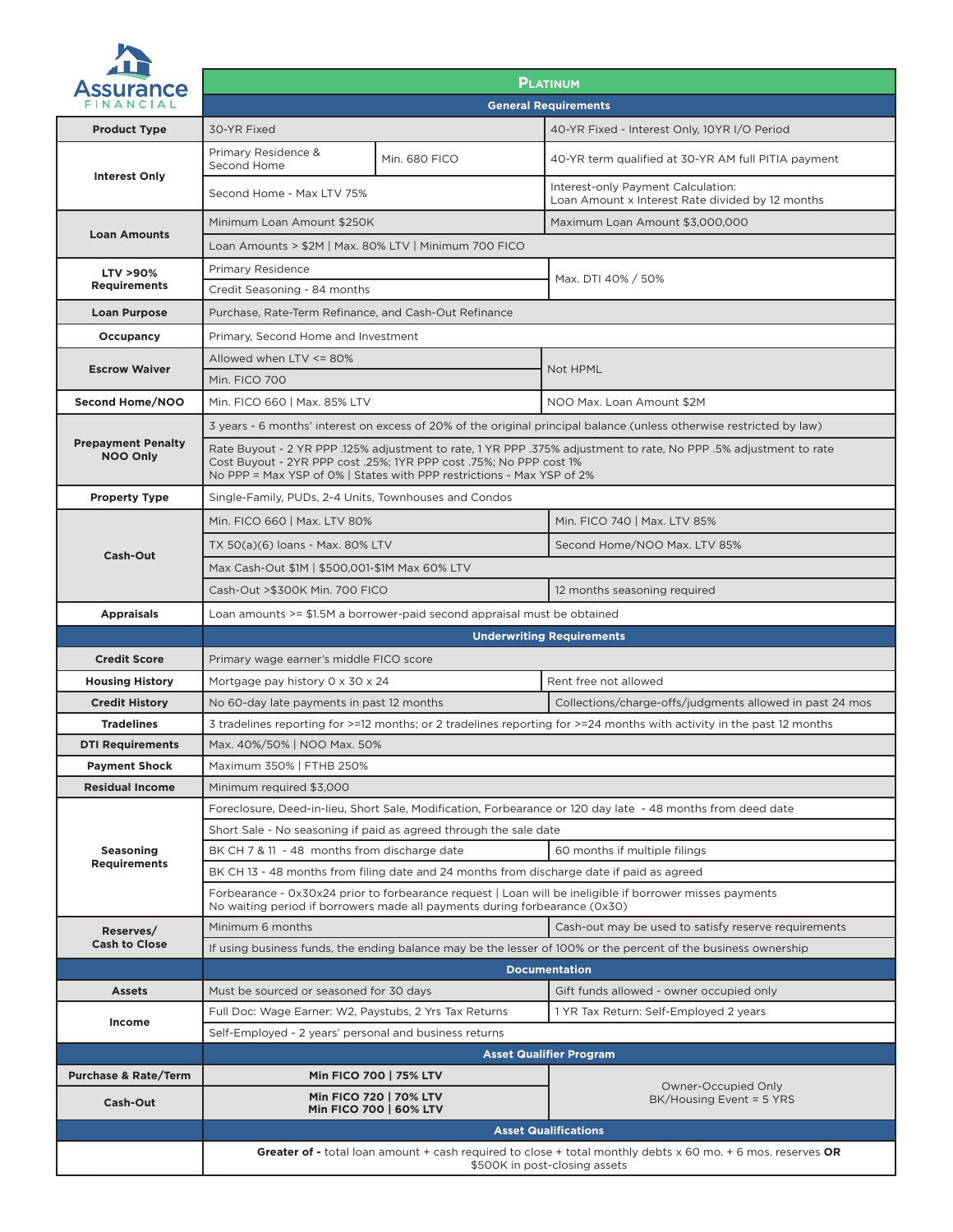Assurance FINANCIAL

| | PLATINUM | | |
|---|---|---|---|
| | **General Requirements** | | |
| **Product Type** | 30-YR Fixed | | 40-YR Fixed - Interest Only, 10YR I/O Period |
| **Interest Only** | Primary Residence & Second Home | Min. 680 FICO | 40-YR term qualified at 30-YR AM full PITIA payment |
| | Second Home - Max LTV 75% | | Interest-only Payment Calculation: Loan Amount x Interest Rate divided by 12 months |
| **Loan Amounts** | Minimum Loan Amount $250K | | Maximum Loan Amount $3,000,000 |
| | Loan Amounts > $2M \| Max. 80% LTV \| Minimum 700 FICO | | |
| **LTV >90% Requirements** | Primary Residence | | Max. DTI 40% / 50% |
| | Credit Seasoning - 84 months | | |
| **Loan Purpose** | Purchase, Rate-Term Refinance, and Cash-Out Refinance | | |
| **Occupancy** | Primary, Second Home and Investment | | |
| **Escrow Waiver** | Allowed when LTV <= 80% | | Not HPML |
| | Min. FICO 700 | | |
| **Second Home/NOO** | Min. FICO 660 \| Max. 85% LTV | | NOO Max. Loan Amount $2M |
| **Prepayment Penalty NOO Only** | 3 years - 6 months' interest on excess of 20% of the original principal balance (unless otherwise restricted by law) | | |
| | Rate Buyout - 2 YR PPP .125% adjustment to rate, 1 YR PPP .375% adjustment to rate, No PPP .5% adjustment to rate<br>Cost Buyout - 2YR PPP cost .25%; 1YR PPP cost .75%; No PPP cost 1%<br>No PPP = Max YSP of 0% \| States with PPP restrictions - Max YSP of 2% | | |
| **Property Type** | Single-Family, PUDs, 2-4 Units, Townhouses and Condos | | |
| **Cash-Out** | Min. FICO 660 \| Max. LTV 80% | | Min. FICO 740 \| Max. LTV 85% |
| | TX 50(a)(6) loans - Max. 80% LTV | | Second Home/NOO Max. LTV 85% |
| | Max Cash-Out $1M \| $500,001-$1M Max 60% LTV | | |
| | Cash-Out >$300K Min. 700 FICO | | 12 months seasoning required |
| **Appraisals** | Loan amounts >= $1.5M a borrower-paid second appraisal must be obtained | | |
| | **Underwriting Requirements** | | |
| **Credit Score** | Primary wage earner's middle FICO score | | |
| **Housing History** | Mortgage pay history 0 x 30 x 24 | | Rent free not allowed |
| **Credit History** | No 60-day late payments in past 12 months | | Collections/charge-offs/judgments allowed in past 24 mos |
| **Tradelines** | 3 tradelines reporting for >=12 months; or 2 tradelines reporting for >=24 months with activity in the past 12 months | | |
| **DTI Requirements** | Max. 40%/50% \| NOO Max. 50% | | |
| **Payment Shock** | Maximum 350% \| FTHB 250% | | |
| **Residual Income** | Minimum required $3,000 | | |
| **Seasoning Requirements** | Foreclosure, Deed-in-lieu, Short Sale, Modification, Forbearance or 120 day late - 48 months from deed date | | |
| | Short Sale - No seasoning if paid as agreed through the sale date | | |
| | BK CH 7 & 11 - 48 months from discharge date | | 60 months if multiple filings |
| | BK CH 13 - 48 months from filing date and 24 months from discharge date if paid as agreed | | |
| | Forbearance - 0x30x24 prior to forbearance request \| Loan will be ineligible if borrower misses payments<br>No waiting period if borrowers made all payments during forbearance (0x30) | | |
| **Reserves/ Cash to Close** | Minimum 6 months | | Cash-out may be used to satisfy reserve requirements |
| | If using business funds, the ending balance may be the lesser of 100% or the percent of the business ownership | | |
| | **Documentation** | | |
| **Assets** | Must be sourced or seasoned for 30 days | | Gift funds allowed - owner occupied only |
| **Income** | Full Doc: Wage Earner: W2, Paystubs, 2 Yrs Tax Returns | | 1 YR Tax Return: Self-Employed 2 years |
| | Self-Employed - 2 years' personal and business returns | | |
| | **Asset Qualifier Program** | | |
| **Purchase & Rate/Term** | **Min FICO 700 \| 75% LTV** | | Owner-Occupied Only<br>BK/Housing Event = 5 YRS |
| **Cash-Out** | **Min FICO 720 \| 70% LTV**<br>**Min FICO 700 \| 60% LTV** | | |
| | **Asset Qualifications** | | |
| | **Greater of -** total loan amount + cash required to close + total monthly debts x 60 mo. + 6 mos. reserves **OR** $500K in post-closing assets | | |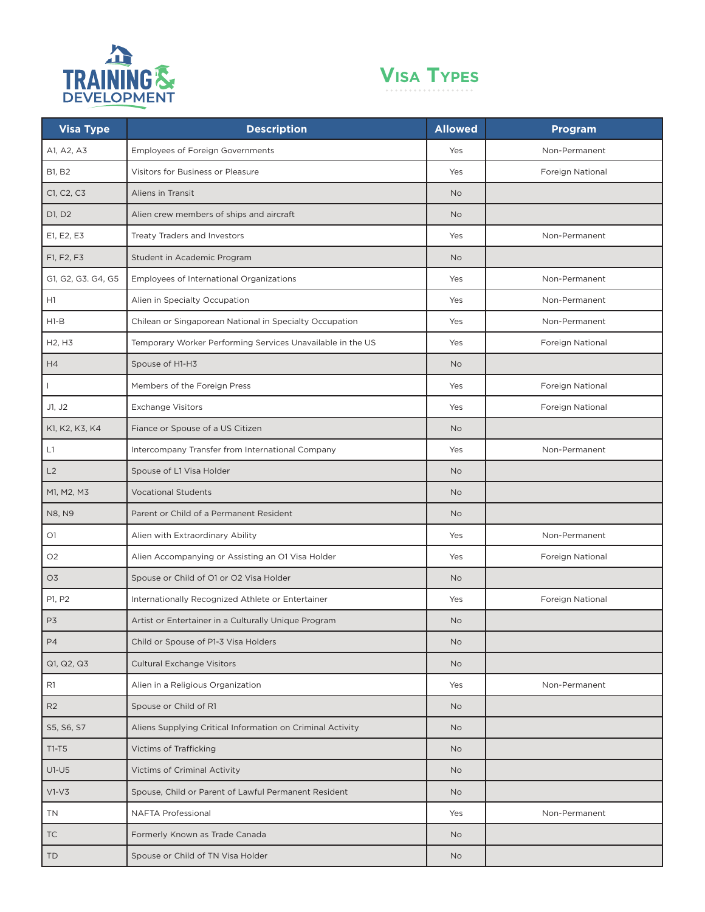# Visa Types

| Visa Type | Description | Allowed | Program |
|---|---|---|---|
| A1, A2, A3 | Employees of Foreign Governments | Yes | Non-Permanent |
| B1, B2 | Visitors for Business or Pleasure | Yes | Foreign National |
| C1, C2, C3 | Aliens in Transit | No | |
| D1, D2 | Alien crew members of ships and aircraft | No | |
| E1, E2, E3 | Treaty Traders and Investors | Yes | Non-Permanent |
| F1, F2, F3 | Student in Academic Program | No | |
| G1, G2, G3. G4, G5 | Employees of International Organizations | Yes | Non-Permanent |
| H1 | Alien in Specialty Occupation | Yes | Non-Permanent |
| H1-B | Chilean or Singaporean National in Specialty Occupation | Yes | Non-Permanent |
| H2, H3 | Temporary Worker Performing Services Unavailable in the US | Yes | Foreign National |
| H4 | Spouse of H1-H3 | No | |
| I | Members of the Foreign Press | Yes | Foreign National |
| J1, J2 | Exchange Visitors | Yes | Foreign National |
| K1, K2, K3, K4 | Fiance or Spouse of a US Citizen | No | |
| L1 | Intercompany Transfer from International Company | Yes | Non-Permanent |
| L2 | Spouse of L1 Visa Holder | No | |
| M1, M2, M3 | Vocational Students | No | |
| N8, N9 | Parent or Child of a Permanent Resident | No | |
| O1 | Alien with Extraordinary Ability | Yes | Non-Permanent |
| O2 | Alien Accompanying or Assisting an O1 Visa Holder | Yes | Foreign National |
| O3 | Spouse or Child of O1 or O2 Visa Holder | No | |
| P1, P2 | Internationally Recognized Athlete or Entertainer | Yes | Foreign National |
| P3 | Artist or Entertainer in a Culturally Unique Program | No | |
| P4 | Child or Spouse of P1-3 Visa Holders | No | |
| Q1, Q2, Q3 | Cultural Exchange Visitors | No | |
| R1 | Alien in a Religious Organization | Yes | Non-Permanent |
| R2 | Spouse or Child of R1 | No | |
| S5, S6, S7 | Aliens Supplying Critical Information on Criminal Activity | No | |
| T1-T5 | Victims of Trafficking | No | |
| U1-U5 | Victims of Criminal Activity | No | |
| V1-V3 | Spouse, Child or Parent of Lawful Permanent Resident | No | |
| TN | NAFTA Professional | Yes | Non-Permanent |
| TC | Formerly Known as Trade Canada | No | |
| TD | Spouse or Child of TN Visa Holder | No | |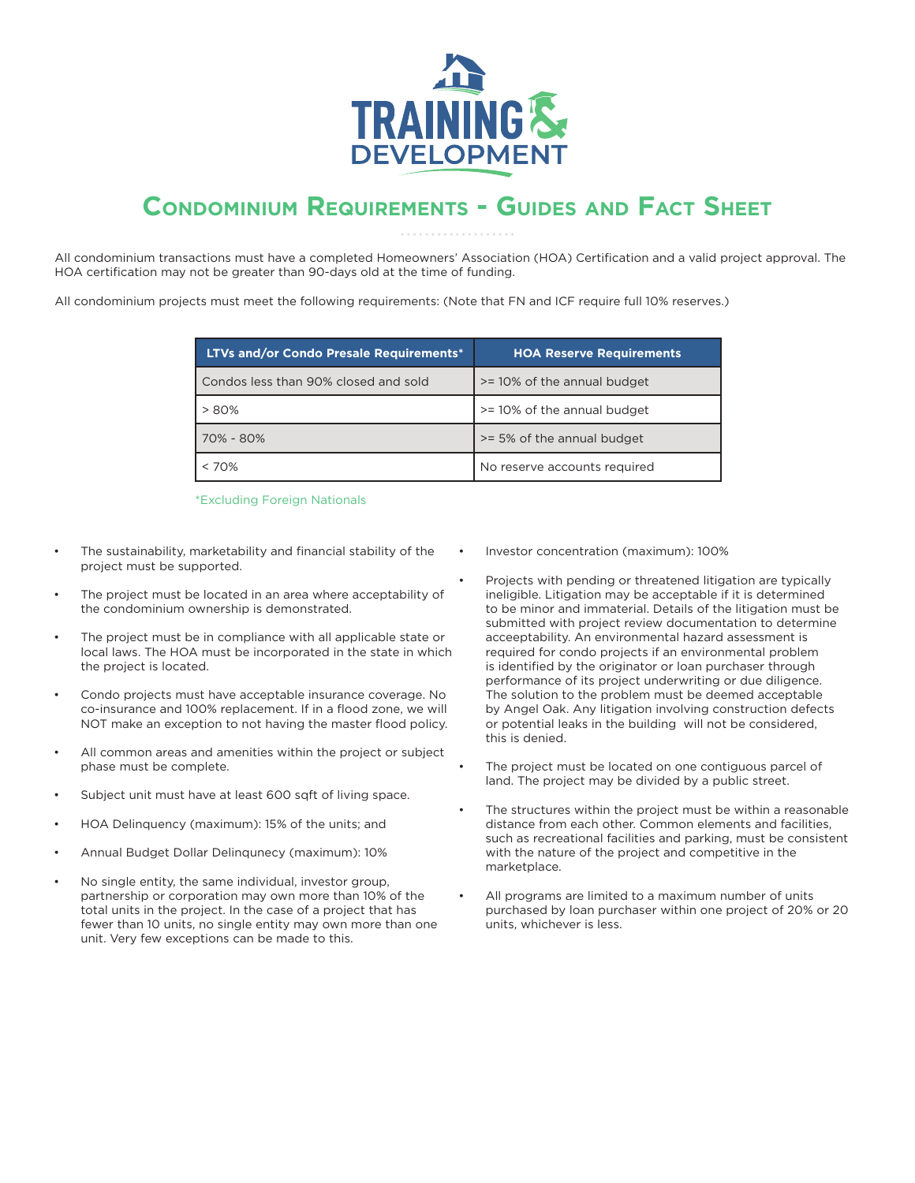# Condominium Requirements - Guides and Fact Sheet

All condominium transactions must have a completed Homeowners' Association (HOA) Certification and a valid project approval. The HOA certification may not be greater than 90-days old at the time of funding.

All condominium projects must meet the following requirements: (Note that FN and ICF require full 10% reserves.)

| LTVs and/or Condo Presale Requirements* | HOA Reserve Requirements |
|---|---|
| Condos less than 90% closed and sold | >= 10% of the annual budget |
| > 80% | >= 10% of the annual budget |
| 70% - 80% | >= 5% of the annual budget |
| < 70% | No reserve accounts required |

*Excluding Foreign Nationals

- The sustainability, marketability and financial stability of the project must be supported.
- The project must be located in an area where acceptability of the condominium ownership is demonstrated.
- The project must be in compliance with all applicable state or local laws. The HOA must be incorporated in the state in which the project is located.
- Condo projects must have acceptable insurance coverage. No co-insurance and 100% replacement. If in a flood zone, we will NOT make an exception to not having the master flood policy.
- All common areas and amenities within the project or subject phase must be complete.
- Subject unit must have at least 600 sqft of living space.
- HOA Delinquency (maximum): 15% of the units; and
- Annual Budget Dollar Delinqunecy (maximum): 10%
- No single entity, the same individual, investor group, partnership or corporation may own more than 10% of the total units in the project. In the case of a project that has fewer than 10 units, no single entity may own more than one unit. Very few exceptions can be made to this.
- Investor concentration (maximum): 100%
- Projects with pending or threatened litigation are typically ineligible. Litigation may be acceptable if it is determined to be minor and immaterial. Details of the litigation must be submitted with project review documentation to determine acceeptability. An environmental hazard assessment is required for condo projects if an environmental problem is identified by the originator or loan purchaser through performance of its project underwriting or due diligence. The solution to the problem must be deemed acceptable by Angel Oak. Any litigation involving construction defects or potential leaks in the building will not be considered, this is denied.
- The project must be located on one contiguous parcel of land. The project may be divided by a public street.
- The structures within the project must be within a reasonable distance from each other. Common elements and facilities, such as recreational facilities and parking, must be consistent with the nature of the project and competitive in the marketplace.
- All programs are limited to a maximum number of units purchased by loan purchaser within one project of 20% or 20 units, whichever is less.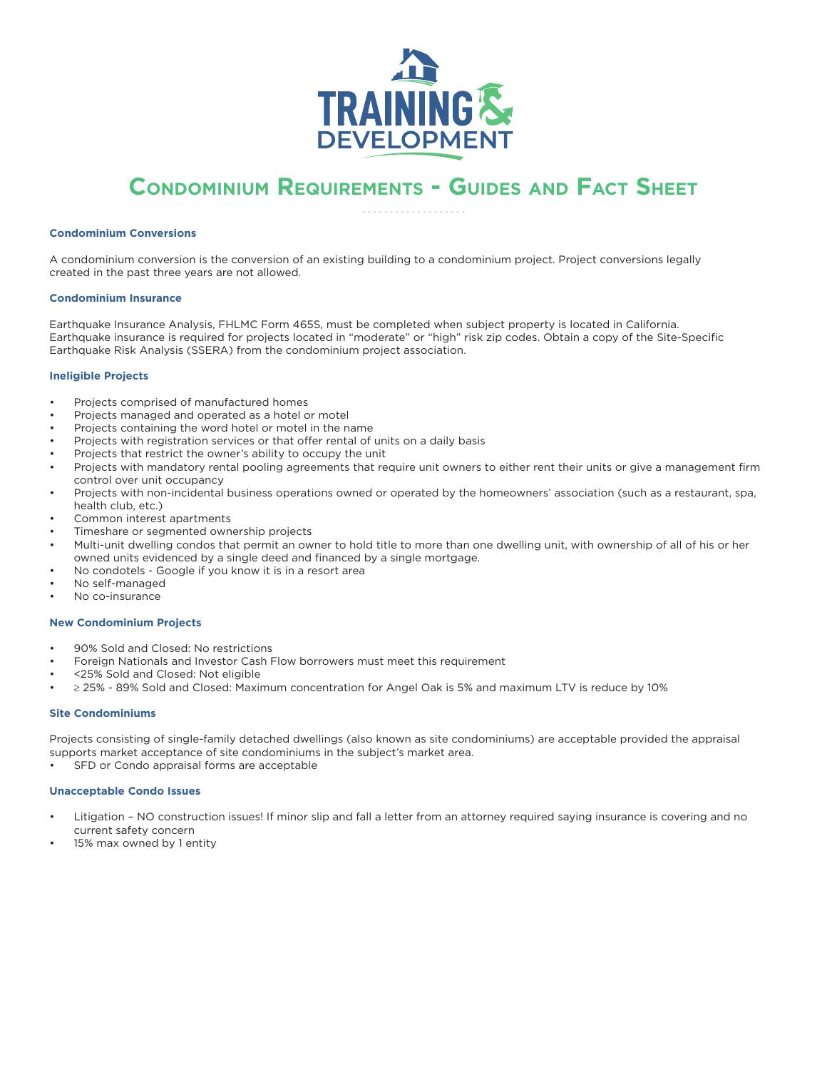# Condominium Requirements - Guides and Fact Sheet

### Condominium Conversions

A condominium conversion is the conversion of an existing building to a condominium project. Project conversions legally created in the past three years are not allowed.

### Condominium Insurance

Earthquake Insurance Analysis, FHLMC Form 465S, must be completed when subject property is located in California. Earthquake insurance is required for projects located in "moderate" or "high" risk zip codes. Obtain a copy of the Site-Specific Earthquake Risk Analysis (SSERA) from the condominium project association.

### Ineligible Projects

- Projects comprised of manufactured homes
- Projects managed and operated as a hotel or motel
- Projects containing the word hotel or motel in the name
- Projects with registration services or that offer rental of units on a daily basis
- Projects that restrict the owner's ability to occupy the unit
- Projects with mandatory rental pooling agreements that require unit owners to either rent their units or give a management firm control over unit occupancy
- Projects with non-incidental business operations owned or operated by the homeowners' association (such as a restaurant, spa, health club, etc.)
- Common interest apartments
- Timeshare or segmented ownership projects
- Multi-unit dwelling condos that permit an owner to hold title to more than one dwelling unit, with ownership of all of his or her owned units evidenced by a single deed and financed by a single mortgage.
- No condotels - Google if you know it is in a resort area
- No self-managed
- No co-insurance

### New Condominium Projects

- 90% Sold and Closed: No restrictions
- Foreign Nationals and Investor Cash Flow borrowers must meet this requirement
- <25% Sold and Closed: Not eligible
- ≥ 25% - 89% Sold and Closed: Maximum concentration for Angel Oak is 5% and maximum LTV is reduce by 10%

### Site Condominiums

Projects consisting of single-family detached dwellings (also known as site condominiums) are acceptable provided the appraisal supports market acceptance of site condominiums in the subject's market area.

- SFD or Condo appraisal forms are acceptable

### Unacceptable Condo Issues

- Litigation – NO construction issues! If minor slip and fall a letter from an attorney required saying insurance is covering and no current safety concern
- 15% max owned by 1 entity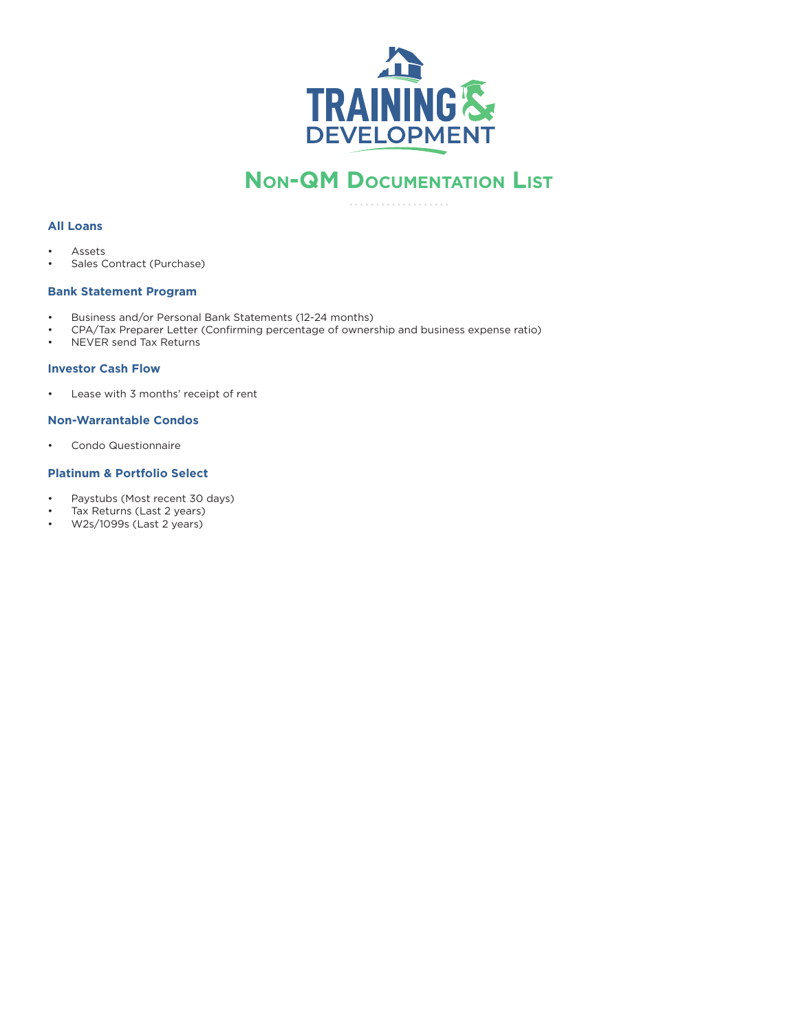# TRAINING & DEVELOPMENT

## Non-QM Documentation List

### All Loans

- Assets
- Sales Contract (Purchase)

### Bank Statement Program

- Business and/or Personal Bank Statements (12-24 months)
- CPA/Tax Preparer Letter (Confirming percentage of ownership and business expense ratio)
- NEVER send Tax Returns

### Investor Cash Flow

- Lease with 3 months' receipt of rent

### Non-Warrantable Condos

- Condo Questionnaire

### Platinum & Portfolio Select

- Paystubs (Most recent 30 days)
- Tax Returns (Last 2 years)
- W2s/1099s (Last 2 years)